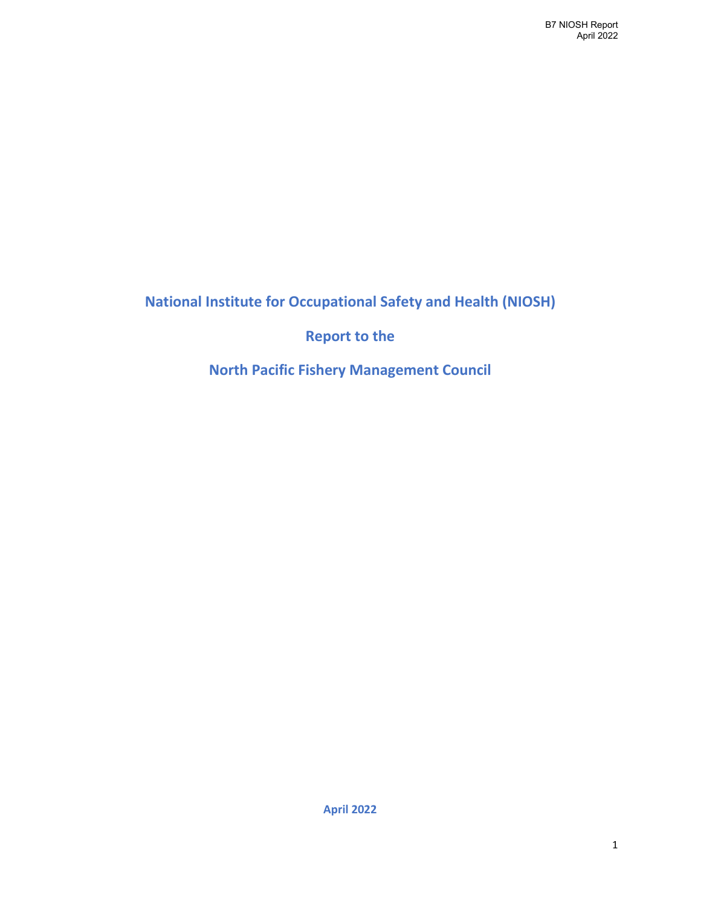# National Institute for Occupational Safety and Health (NIOSH)

# Report to the

# North Pacific Fishery Management Council

**April 2022**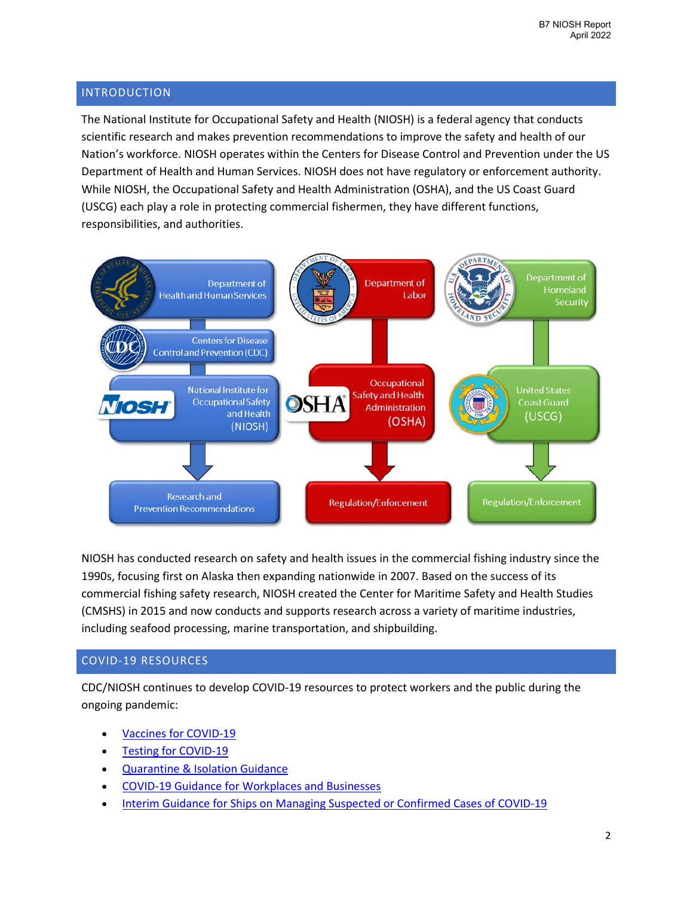## INTRODUCTION

The National Institute for Occupational Safety and Health (NIOSH) is a federal agency that conducts scientific research and makes prevention recommendations to improve the safety and health of our Nation's workforce. NIOSH operates within the Centers for Disease Control and Prevention under the US Department of Health and Human Services. NIOSH does not have regulatory or enforcement authority. While NIOSH, the Occupational Safety and Health Administration (OSHA), and the US Coast Guard (USCG) each play a role in protecting commercial fishermen, they have different functions, responsibilities, and authorities.

Department of Health and Human Services → Centers for Disease Control and Prevention (CDC) → National Institute for Occupational Safety and Health (NIOSH) → Research and Prevention Recommendations

Department of Labor → Occupational Safety and Health Administration (OSHA) → Regulation/Enforcement

Department of Homeland Security → United States Coast Guard (USCG) → Regulation/Enforcement

NIOSH has conducted research on safety and health issues in the commercial fishing industry since the 1990s, focusing first on Alaska then expanding nationwide in 2007. Based on the success of its commercial fishing safety research, NIOSH created the Center for Maritime Safety and Health Studies (CMSHS) in 2015 and now conducts and supports research across a variety of maritime industries, including seafood processing, marine transportation, and shipbuilding.

## COVID-19 RESOURCES

CDC/NIOSH continues to develop COVID-19 resources to protect workers and the public during the ongoing pandemic:

- Vaccines for COVID-19
- Testing for COVID-19
- Quarantine & Isolation Guidance
- COVID-19 Guidance for Workplaces and Businesses
- Interim Guidance for Ships on Managing Suspected or Confirmed Cases of COVID-19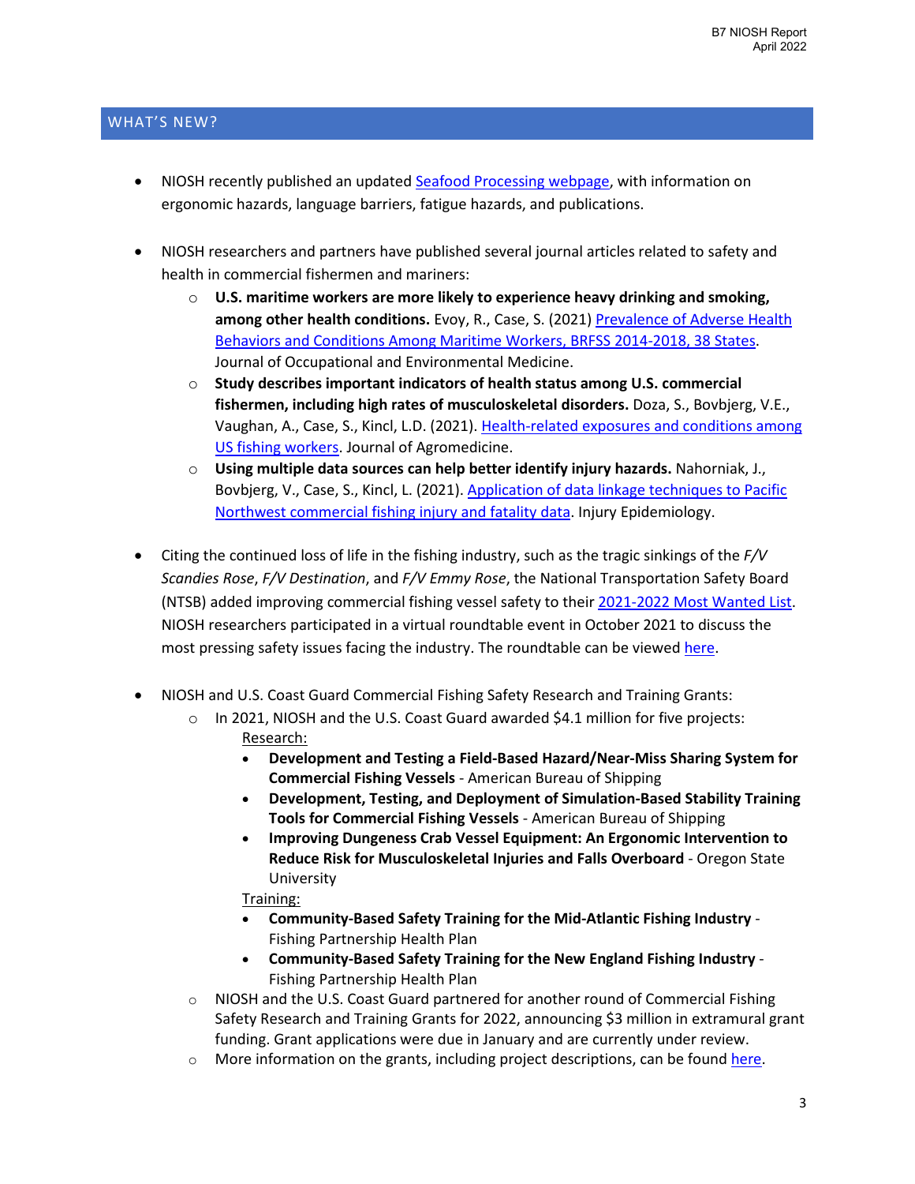## WHAT'S NEW?

- NIOSH recently published an updated Seafood Processing webpage, with information on ergonomic hazards, language barriers, fatigue hazards, and publications.

- NIOSH researchers and partners have published several journal articles related to safety and health in commercial fishermen and mariners:
  - **U.S. maritime workers are more likely to experience heavy drinking and smoking, among other health conditions.** Evoy, R., Case, S. (2021) Prevalence of Adverse Health Behaviors and Conditions Among Maritime Workers, BRFSS 2014-2018, 38 States. Journal of Occupational and Environmental Medicine.
  - **Study describes important indicators of health status among U.S. commercial fishermen, including high rates of musculoskeletal disorders.** Doza, S., Bovbjerg, V.E., Vaughan, A., Case, S., Kincl, L.D. (2021). Health-related exposures and conditions among US fishing workers. Journal of Agromedicine.
  - **Using multiple data sources can help better identify injury hazards.** Nahorniak, J., Bovbjerg, V., Case, S., Kincl, L. (2021). Application of data linkage techniques to Pacific Northwest commercial fishing injury and fatality data. Injury Epidemiology.

- Citing the continued loss of life in the fishing industry, such as the tragic sinkings of the *F/V Scandies Rose*, *F/V Destination*, and *F/V Emmy Rose*, the National Transportation Safety Board (NTSB) added improving commercial fishing vessel safety to their 2021-2022 Most Wanted List. NIOSH researchers participated in a virtual roundtable event in October 2021 to discuss the most pressing safety issues facing the industry. The roundtable can be viewed here.

- NIOSH and U.S. Coast Guard Commercial Fishing Safety Research and Training Grants:
  - In 2021, NIOSH and the U.S. Coast Guard awarded $4.1 million for five projects:
    
    Research:
    - **Development and Testing a Field-Based Hazard/Near-Miss Sharing System for Commercial Fishing Vessels** - American Bureau of Shipping
    - **Development, Testing, and Deployment of Simulation-Based Stability Training Tools for Commercial Fishing Vessels** - American Bureau of Shipping
    - **Improving Dungeness Crab Vessel Equipment: An Ergonomic Intervention to Reduce Risk for Musculoskeletal Injuries and Falls Overboard** - Oregon State University
    
    Training:
    - **Community-Based Safety Training for the Mid-Atlantic Fishing Industry** - Fishing Partnership Health Plan
    - **Community-Based Safety Training for the New England Fishing Industry** - Fishing Partnership Health Plan
  - NIOSH and the U.S. Coast Guard partnered for another round of Commercial Fishing Safety Research and Training Grants for 2022, announcing $3 million in extramural grant funding. Grant applications were due in January and are currently under review.
  - More information on the grants, including project descriptions, can be found here.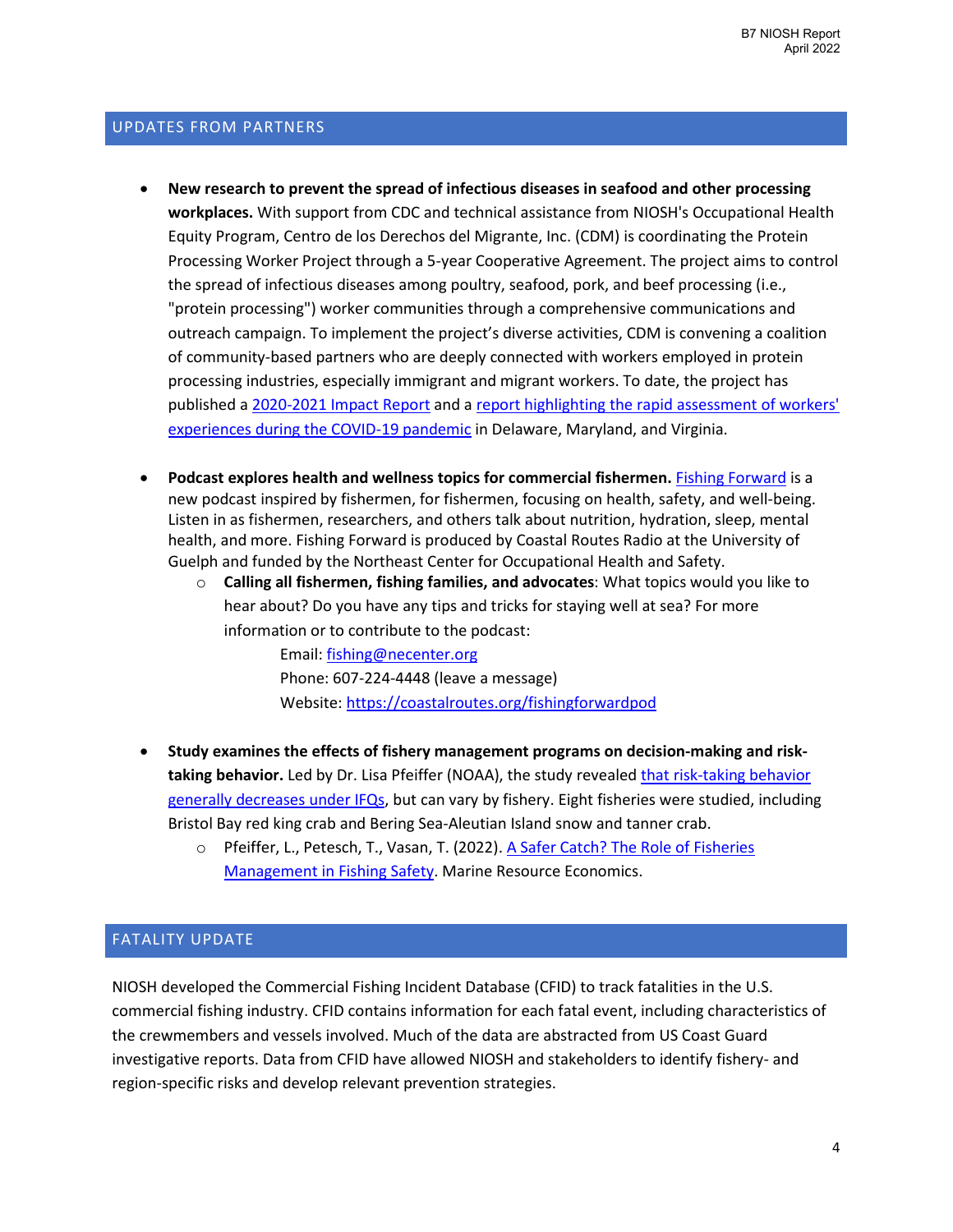## UPDATES FROM PARTNERS

- **New research to prevent the spread of infectious diseases in seafood and other processing workplaces.** With support from CDC and technical assistance from NIOSH's Occupational Health Equity Program, Centro de los Derechos del Migrante, Inc. (CDM) is coordinating the Protein Processing Worker Project through a 5-year Cooperative Agreement. The project aims to control the spread of infectious diseases among poultry, seafood, pork, and beef processing (i.e., "protein processing") worker communities through a comprehensive communications and outreach campaign. To implement the project's diverse activities, CDM is convening a coalition of community-based partners who are deeply connected with workers employed in protein processing industries, especially immigrant and migrant workers. To date, the project has published a 2020-2021 Impact Report and a report highlighting the rapid assessment of workers' experiences during the COVID-19 pandemic in Delaware, Maryland, and Virginia.

- **Podcast explores health and wellness topics for commercial fishermen.** Fishing Forward is a new podcast inspired by fishermen, for fishermen, focusing on health, safety, and well-being. Listen in as fishermen, researchers, and others talk about nutrition, hydration, sleep, mental health, and more. Fishing Forward is produced by Coastal Routes Radio at the University of Guelph and funded by the Northeast Center for Occupational Health and Safety.
  - **Calling all fishermen, fishing families, and advocates**: What topics would you like to hear about? Do you have any tips and tricks for staying well at sea? For more information or to contribute to the podcast:

    Email: fishing@necenter.org
    Phone: 607-224-4448 (leave a message)
    Website: https://coastalroutes.org/fishingforwardpod

- **Study examines the effects of fishery management programs on decision-making and risk-taking behavior.** Led by Dr. Lisa Pfeiffer (NOAA), the study revealed that risk-taking behavior generally decreases under IFQs, but can vary by fishery. Eight fisheries were studied, including Bristol Bay red king crab and Bering Sea-Aleutian Island snow and tanner crab.
  - Pfeiffer, L., Petesch, T., Vasan, T. (2022). A Safer Catch? The Role of Fisheries Management in Fishing Safety. Marine Resource Economics.

## FATALITY UPDATE

NIOSH developed the Commercial Fishing Incident Database (CFID) to track fatalities in the U.S. commercial fishing industry. CFID contains information for each fatal event, including characteristics of the crewmembers and vessels involved. Much of the data are abstracted from US Coast Guard investigative reports. Data from CFID have allowed NIOSH and stakeholders to identify fishery- and region-specific risks and develop relevant prevention strategies.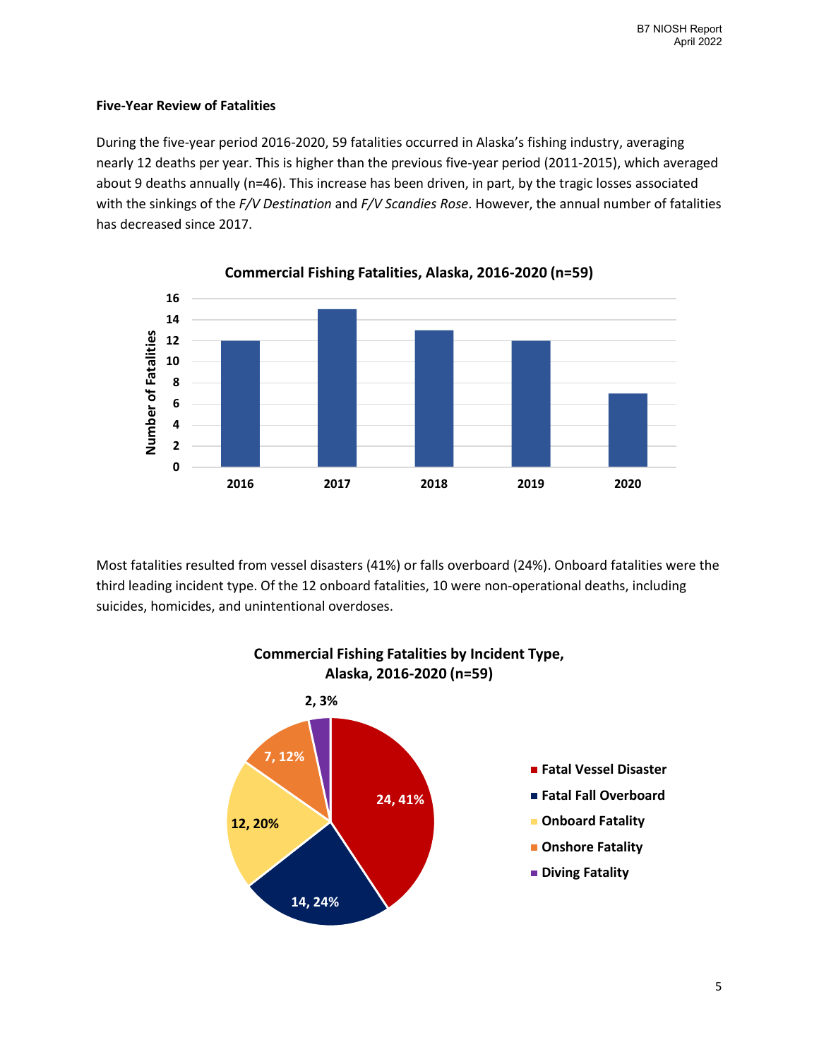### Five-Year Review of Fatalities

During the five-year period 2016-2020, 59 fatalities occurred in Alaska's fishing industry, averaging nearly 12 deaths per year. This is higher than the previous five-year period (2011-2015), which averaged about 9 deaths annually (n=46). This increase has been driven, in part, by the tragic losses associated with the sinkings of the *F/V Destination* and *F/V Scandies Rose*. However, the annual number of fatalities has decreased since 2017.

**Commercial Fishing Fatalities, Alaska, 2016-2020 (n=59)**

| Year | Number of Fatalities |
|---|---|
| 2016 | 12 |
| 2017 | 15 |
| 2018 | 13 |
| 2019 | 12 |
| 2020 | 7 |

Most fatalities resulted from vessel disasters (41%) or falls overboard (24%). Onboard fatalities were the third leading incident type. Of the 12 onboard fatalities, 10 were non-operational deaths, including suicides, homicides, and unintentional overdoses.

**Commercial Fishing Fatalities by Incident Type, Alaska, 2016-2020 (n=59)**

| Incident Type | Number | Percent |
|---|---|---|
| Fatal Vessel Disaster | 24 | 41% |
| Fatal Fall Overboard | 14 | 24% |
| Onboard Fatality | 12 | 20% |
| Onshore Fatality | 7 | 12% |
| Diving Fatality | 2 | 3% |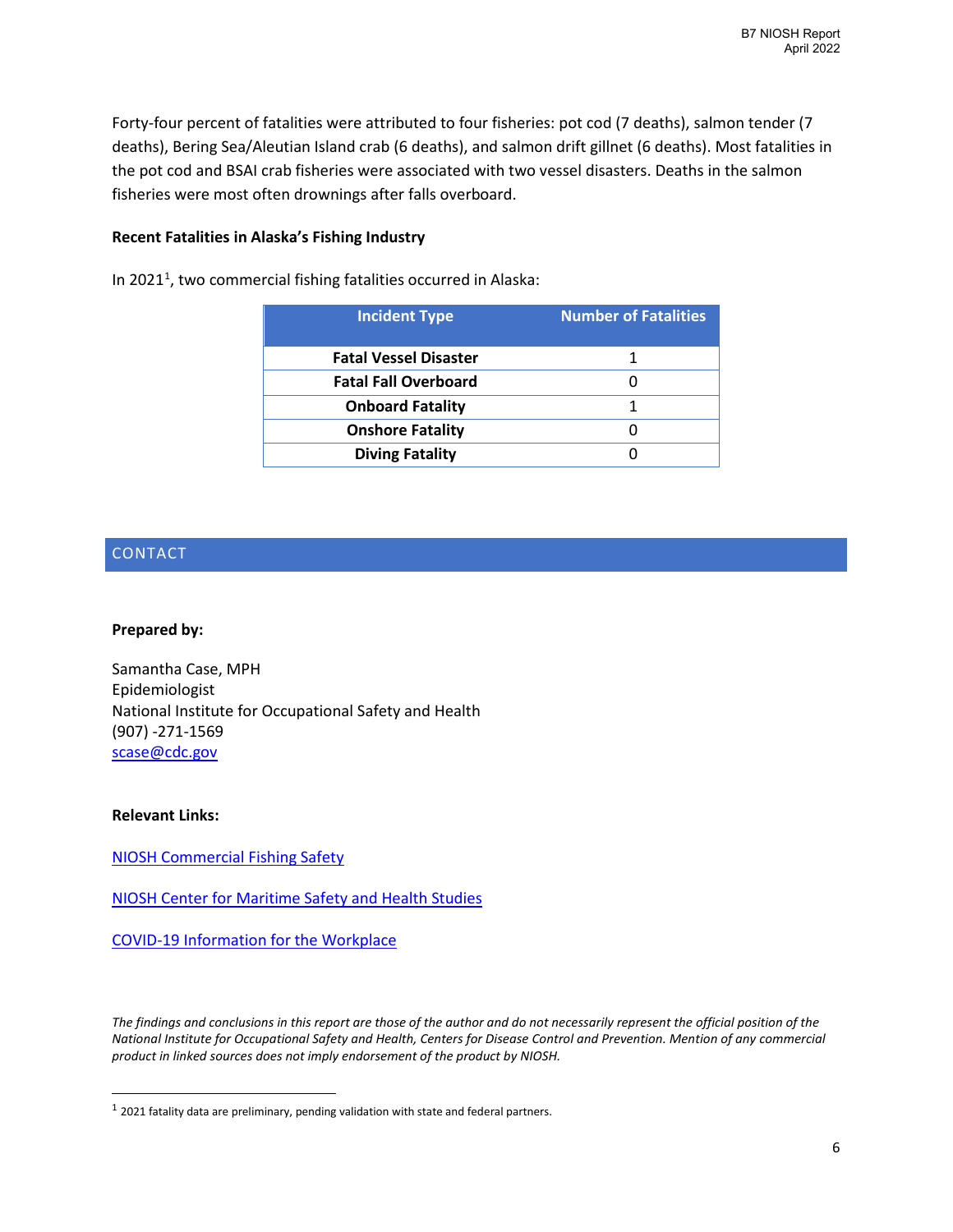Forty-four percent of fatalities were attributed to four fisheries: pot cod (7 deaths), salmon tender (7 deaths), Bering Sea/Aleutian Island crab (6 deaths), and salmon drift gillnet (6 deaths). Most fatalities in the pot cod and BSAI crab fisheries were associated with two vessel disasters. Deaths in the salmon fisheries were most often drownings after falls overboard.

**Recent Fatalities in Alaska's Fishing Industry**

In 2021[1], two commercial fishing fatalities occurred in Alaska:

| Incident Type | Number of Fatalities |
|---|---|
| **Fatal Vessel Disaster** | 1 |
| **Fatal Fall Overboard** | 0 |
| **Onboard Fatality** | 1 |
| **Onshore Fatality** | 0 |
| **Diving Fatality** | 0 |

## CONTACT

**Prepared by:**

Samantha Case, MPH
Epidemiologist
National Institute for Occupational Safety and Health
(907) -271-1569
scase@cdc.gov

**Relevant Links:**

NIOSH Commercial Fishing Safety

NIOSH Center for Maritime Safety and Health Studies

COVID-19 Information for the Workplace

*The findings and conclusions in this report are those of the author and do not necessarily represent the official position of the National Institute for Occupational Safety and Health, Centers for Disease Control and Prevention. Mention of any commercial product in linked sources does not imply endorsement of the product by NIOSH.*

[1] 2021 fatality data are preliminary, pending validation with state and federal partners.